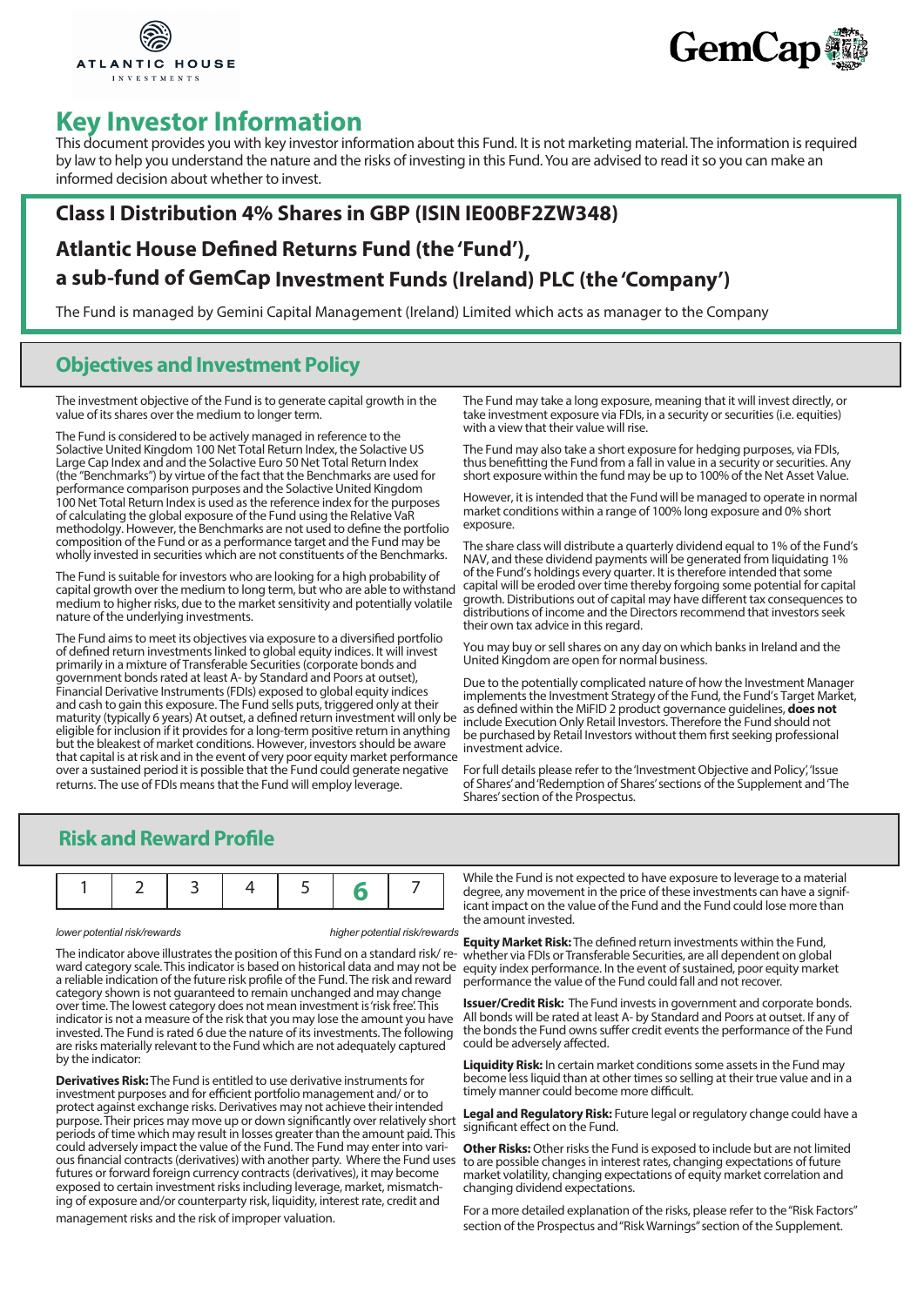# Key Investor Information

This document provides you with key investor information about this Fund. It is not marketing material. The information is required by law to help you understand the nature and the risks of investing in this Fund. You are advised to read it so you can make an informed decision about whether to invest.

## Class I Distribution 4% Shares in GBP (ISIN IE00BF2ZW348)

## Atlantic House Defined Returns Fund (the 'Fund'), a sub-fund of GemCap Investment Funds (Ireland) PLC (the 'Company')

The Fund is managed by Gemini Capital Management (Ireland) Limited which acts as manager to the Company

## Objectives and Investment Policy

The investment objective of the Fund is to generate capital growth in the value of its shares over the medium to longer term.

The Fund is considered to be actively managed in reference to the Solactive United Kingdom 100 Net Total Return Index, the Solactive US Large Cap Index and and the Solactive Euro 50 Net Total Return Index (the "Benchmarks") by virtue of the fact that the Benchmarks are used for performance comparison purposes and the Solactive United Kingdom 100 Net Total Return Index is used as the reference index for the purposes of calculating the global exposure of the Fund using the Relative VaR methodolgy. However, the Benchmarks are not used to define the portfolio composition of the Fund or as a performance target and the Fund may be wholly invested in securities which are not constituents of the Benchmarks.

The Fund is suitable for investors who are looking for a high probability of capital growth over the medium to long term, but who are able to withstand medium to higher risks, due to the market sensitivity and potentially volatile nature of the underlying investments.

The Fund aims to meet its objectives via exposure to a diversified portfolio of defined return investments linked to global equity indices. It will invest primarily in a mixture of Transferable Securities (corporate bonds and government bonds rated at least A- by Standard and Poors at outset), Financial Derivative Instruments (FDIs) exposed to global equity indices and cash to gain this exposure. The Fund sells puts, triggered only at their maturity (typically 6 years) At outset, a defined return investment will only be eligible for inclusion if it provides for a long-term positive return in anything but the bleakest of market conditions. However, investors should be aware that capital is at risk and in the event of very poor equity market performance over a sustained period it is possible that the Fund could generate negative returns. The use of FDIs means that the Fund will employ leverage.

The Fund may take a long exposure, meaning that it will invest directly, or take investment exposure via FDIs, in a security or securities (i.e. equities) with a view that their value will rise.

The Fund may also take a short exposure for hedging purposes, via FDIs, thus benefitting the Fund from a fall in value in a security or securities. Any short exposure within the fund may be up to 100% of the Net Asset Value.

However, it is intended that the Fund will be managed to operate in normal market conditions within a range of 100% long exposure and 0% short exposure.

The share class will distribute a quarterly dividend equal to 1% of the Fund's NAV, and these dividend payments will be generated from liquidating 1% of the Fund's holdings every quarter. It is therefore intended that some capital will be eroded over time thereby forgoing some potential for capital growth. Distributions out of capital may have different tax consequences to distributions of income and the Directors recommend that investors seek their own tax advice in this regard.

You may buy or sell shares on any day on which banks in Ireland and the United Kingdom are open for normal business.

Due to the potentially complicated nature of how the Investment Manager implements the Investment Strategy of the Fund, the Fund's Target Market, as defined within the MiFID 2 product governance guidelines, **does not** include Execution Only Retail Investors. Therefore the Fund should not be purchased by Retail Investors without them first seeking professional investment advice.

For full details please refer to the 'Investment Objective and Policy', 'Issue of Shares' and 'Redemption of Shares' sections of the Supplement and 'The Shares' section of the Prospectus.

## Risk and Reward Profile

| 1 | 2 | 3 | 4 | 5 | **6** | 7 |
|---|---|---|---|---|---|---|

*lower potential risk/rewards* — *higher potential risk/rewards*

The indicator above illustrates the position of this Fund on a standard risk/ reward category scale. This indicator is based on historical data and may not be a reliable indication of the future risk profile of the Fund. The risk and reward category shown is not guaranteed to remain unchanged and may change over time. The lowest category does not mean investment is 'risk free'. This indicator is not a measure of the risk that you may lose the amount you have invested. The Fund is rated 6 due the nature of its investments. The following are risks materially relevant to the Fund which are not adequately captured by the indicator:

**Derivatives Risk:** The Fund is entitled to use derivative instruments for investment purposes and for efficient portfolio management and/ or to protect against exchange risks. Derivatives may not achieve their intended purpose. Their prices may move up or down significantly over relatively short periods of time which may result in losses greater than the amount paid. This could adversely impact the value of the Fund. The Fund may enter into various financial contracts (derivatives) with another party. Where the Fund uses futures or forward foreign currency contracts (derivatives), it may become exposed to certain investment risks including leverage, market, mismatching of exposure and/or counterparty risk, liquidity, interest rate, credit and management risks and the risk of improper valuation.

While the Fund is not expected to have exposure to leverage to a material degree, any movement in the price of these investments can have a significant impact on the value of the Fund and the Fund could lose more than the amount invested.

**Equity Market Risk:** The defined return investments within the Fund, whether via FDIs or Transferable Securities, are all dependent on global equity index performance. In the event of sustained, poor equity market performance the value of the Fund could fall and not recover.

**Issuer/Credit Risk:** The Fund invests in government and corporate bonds. All bonds will be rated at least A- by Standard and Poors at outset. If any of the bonds the Fund owns suffer credit events the performance of the Fund could be adversely affected.

**Liquidity Risk:** In certain market conditions some assets in the Fund may become less liquid than at other times so selling at their true value and in a timely manner could become more difficult.

**Legal and Regulatory Risk:** Future legal or regulatory change could have a significant effect on the Fund.

**Other Risks:** Other risks the Fund is exposed to include but are not limited to are possible changes in interest rates, changing expectations of future market volatility, changing expectations of equity market correlation and changing dividend expectations.

For a more detailed explanation of the risks, please refer to the "Risk Factors" section of the Prospectus and "Risk Warnings" section of the Supplement.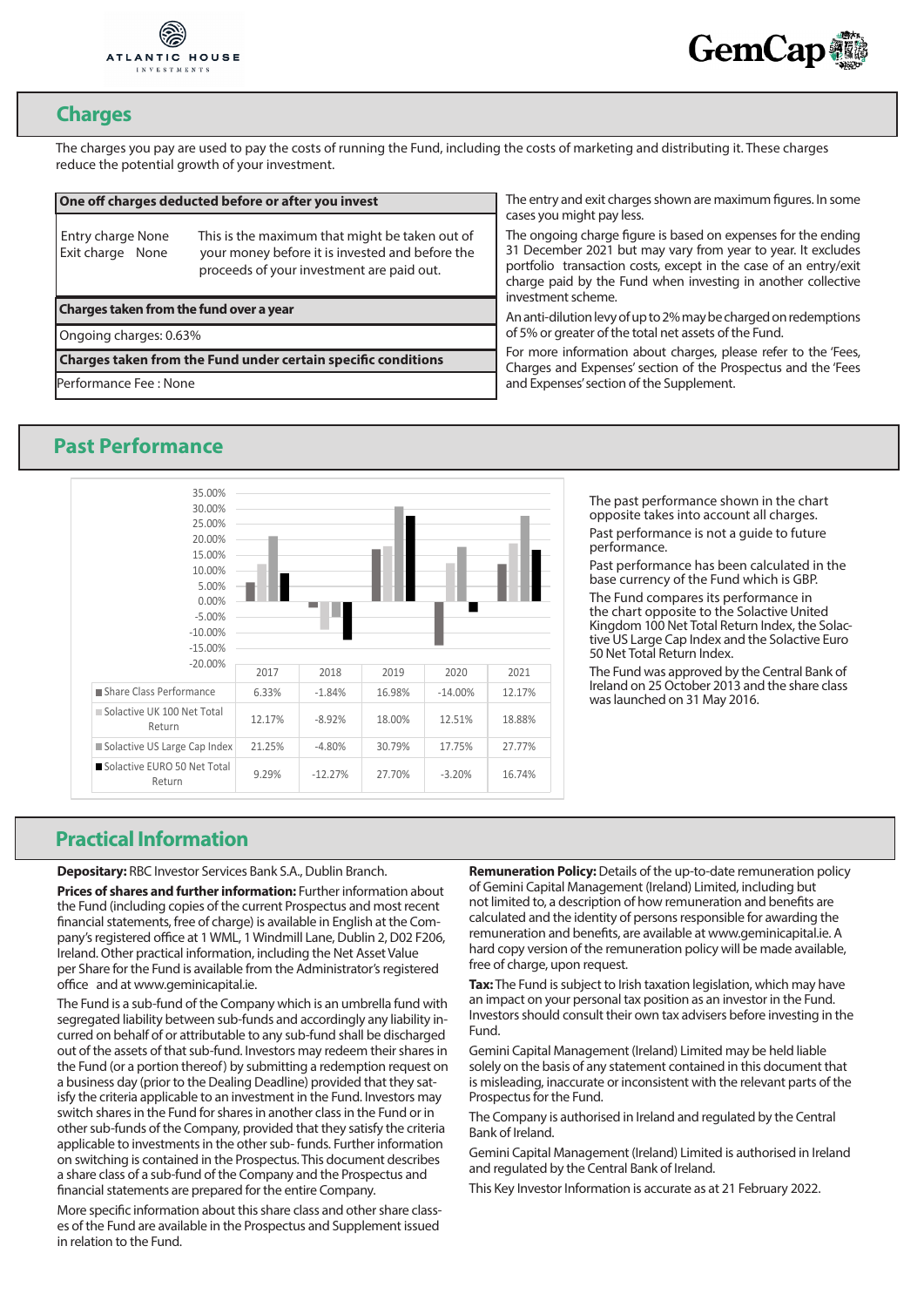## Charges

The charges you pay are used to pay the costs of running the Fund, including the costs of marketing and distributing it. These charges reduce the potential growth of your investment.

| One off charges deducted before or after you invest | |
|---|---|
| Entry charge None<br>Exit charge None | This is the maximum that might be taken out of your money before it is invested and before the proceeds of your investment are paid out. |
| **Charges taken from the fund over a year** | |
| Ongoing charges: 0.63% | |
| **Charges taken from the Fund under certain specific conditions** | |
| Performance Fee : None | |

The entry and exit charges shown are maximum figures. In some cases you might pay less.

The ongoing charge figure is based on expenses for the ending 31 December 2021 but may vary from year to year. It excludes portfolio transaction costs, except in the case of an entry/exit charge paid by the Fund when investing in another collective investment scheme.

An anti-dilution levy of up to 2% may be charged on redemptions of 5% or greater of the total net assets of the Fund.

For more information about charges, please refer to the 'Fees, Charges and Expenses' section of the Prospectus and the 'Fees and Expenses' section of the Supplement.

## Past Performance

35.00%
30.00%
25.00%
20.00%
15.00%
10.00%
5.00%
0.00%
-5.00%
-10.00%
-15.00%
-20.00%

| | 2017 | 2018 | 2019 | 2020 | 2021 |
|---|---|---|---|---|---|
| Share Class Performance | 6.33% | -1.84% | 16.98% | -14.00% | 12.17% |
| Solactive UK 100 Net Total Return | 12.17% | -8.92% | 18.00% | 12.51% | 18.88% |
| Solactive US Large Cap Index | 21.25% | -4.80% | 30.79% | 17.75% | 27.77% |
| Solactive EURO 50 Net Total Return | 9.29% | -12.27% | 27.70% | -3.20% | 16.74% |

The past performance shown in the chart opposite takes into account all charges.

Past performance is not a guide to future performance.

Past performance has been calculated in the base currency of the Fund which is GBP.

The Fund compares its performance in the chart opposite to the Solactive United Kingdom 100 Net Total Return Index, the Solactive US Large Cap Index and the Solactive Euro 50 Net Total Return Index.

The Fund was approved by the Central Bank of Ireland on 25 October 2013 and the share class was launched on 31 May 2016.

## Practical Information

**Depositary:** RBC Investor Services Bank S.A., Dublin Branch.

**Prices of shares and further information:** Further information about the Fund (including copies of the current Prospectus and most recent financial statements, free of charge) is available in English at the Company's registered office at 1 WML, 1 Windmill Lane, Dublin 2, D02 F206, Ireland. Other practical information, including the Net Asset Value per Share for the Fund is available from the Administrator's registered office and at www.geminicapital.ie.

The Fund is a sub-fund of the Company which is an umbrella fund with segregated liability between sub-funds and accordingly any liability incurred on behalf of or attributable to any sub-fund shall be discharged out of the assets of that sub-fund. Investors may redeem their shares in the Fund (or a portion thereof) by submitting a redemption request on a business day (prior to the Dealing Deadline) provided that they satisfy the criteria applicable to an investment in the Fund. Investors may switch shares in the Fund for shares in another class in the Fund or in other sub-funds of the Company, provided that they satisfy the criteria applicable to investments in the other sub- funds. Further information on switching is contained in the Prospectus. This document describes a share class of a sub-fund of the Company and the Prospectus and financial statements are prepared for the entire Company.

More specific information about this share class and other share classes of the Fund are available in the Prospectus and Supplement issued in relation to the Fund.

**Remuneration Policy:** Details of the up-to-date remuneration policy of Gemini Capital Management (Ireland) Limited, including but not limited to, a description of how remuneration and benefits are calculated and the identity of persons responsible for awarding the remuneration and benefits, are available at www.geminicapital.ie. A hard copy version of the remuneration policy will be made available, free of charge, upon request.

**Tax:** The Fund is subject to Irish taxation legislation, which may have an impact on your personal tax position as an investor in the Fund. Investors should consult their own tax advisers before investing in the Fund.

Gemini Capital Management (Ireland) Limited may be held liable solely on the basis of any statement contained in this document that is misleading, inaccurate or inconsistent with the relevant parts of the Prospectus for the Fund.

The Company is authorised in Ireland and regulated by the Central Bank of Ireland.

Gemini Capital Management (Ireland) Limited is authorised in Ireland and regulated by the Central Bank of Ireland.

This Key Investor Information is accurate as at 21 February 2022.